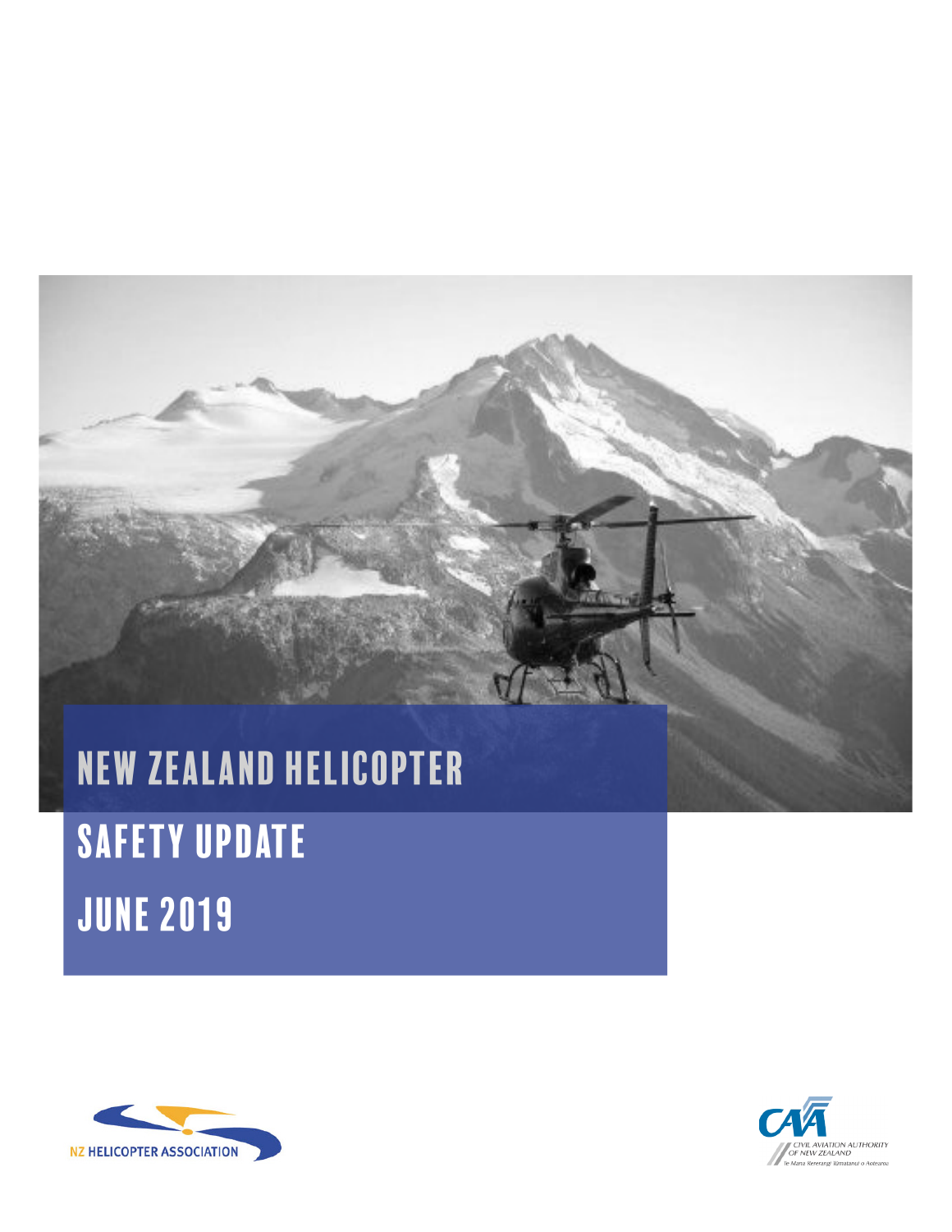# NEW ZEALAND HELICOPTER SAFETY UPDATE JUNE 2019

NZ HELICOPTER ASSOCIATION

CIVIL AVIATION AUTHORITY OF NEW ZEALAND
Te Mana Rererangi Tūmatanui o Aotearoa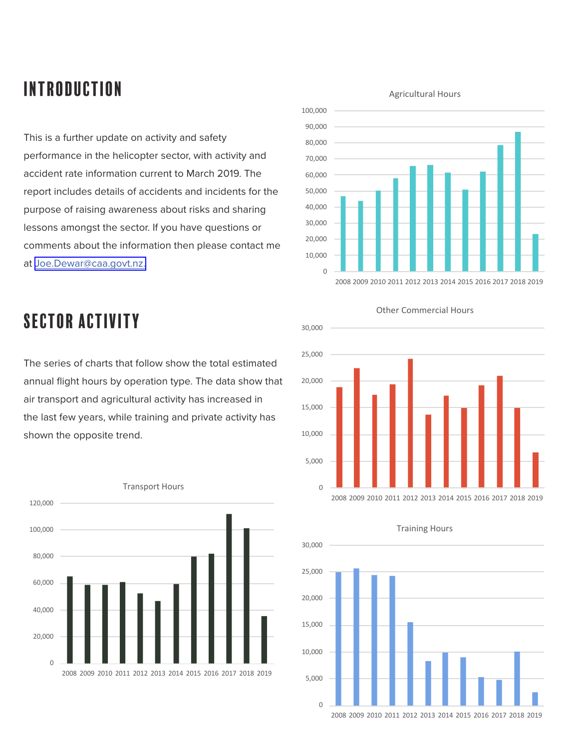# INTRODUCTION

This is a further update on activity and safety performance in the helicopter sector, with activity and accident rate information current to March 2019. The report includes details of accidents and incidents for the purpose of raising awareness about risks and sharing lessons amongst the sector. If you have questions or comments about the information then please contact me at Joe.Dewar@caa.govt.nz.

# SECTOR ACTIVITY

The series of charts that follow show the total estimated annual flight hours by operation type. The data show that air transport and agricultural activity has increased in the last few years, while training and private activity has shown the opposite trend.

Agricultural Hours

Other Commercial Hours

Transport Hours

Training Hours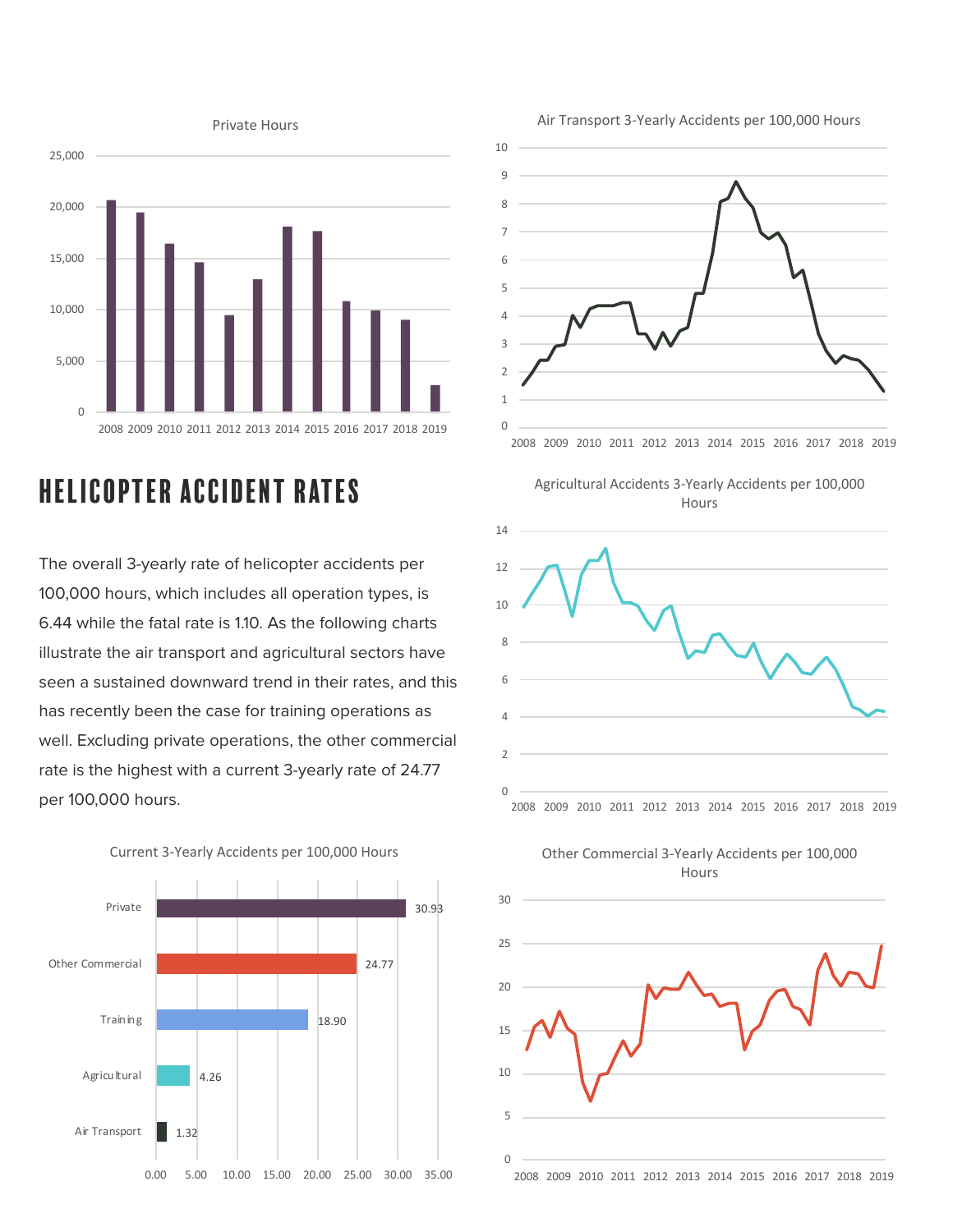Private Hours

Air Transport 3-Yearly Accidents per 100,000 Hours

# HELICOPTER ACCIDENT RATES

The overall 3-yearly rate of helicopter accidents per 100,000 hours, which includes all operation types, is 6.44 while the fatal rate is 1.10. As the following charts illustrate the air transport and agricultural sectors have seen a sustained downward trend in their rates, and this has recently been the case for training operations as well. Excluding private operations, the other commercial rate is the highest with a current 3-yearly rate of 24.77 per 100,000 hours.

Agricultural Accidents 3-Yearly Accidents per 100,000 Hours

Current 3-Yearly Accidents per 100,000 Hours

| Operation Type | Rate |
| --- | --- |
| Private | 30.93 |
| Other Commercial | 24.77 |
| Training | 18.90 |
| Agricultural | 4.26 |
| Air Transport | 1.32 |

Other Commercial 3-Yearly Accidents per 100,000 Hours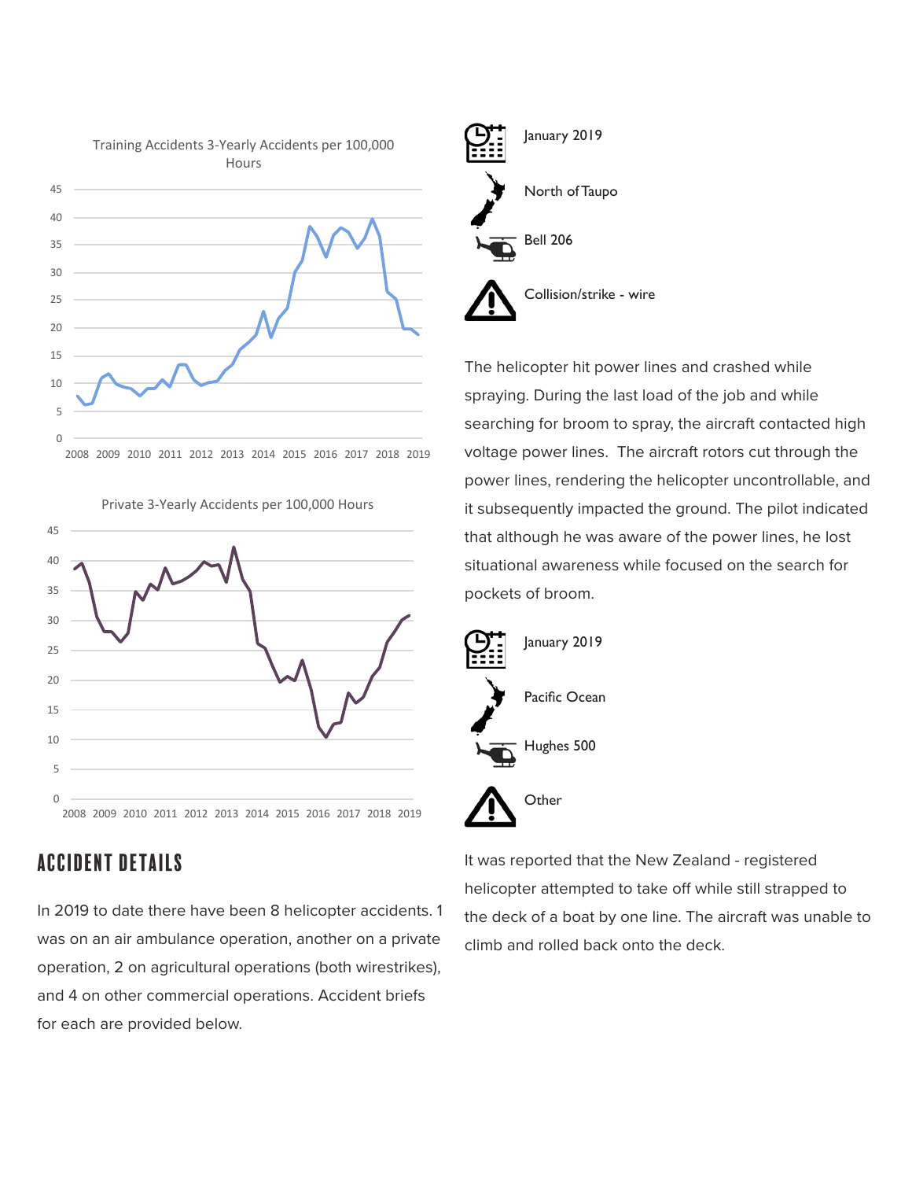Training Accidents 3-Yearly Accidents per 100,000 Hours

Private 3-Yearly Accidents per 100,000 Hours

## ACCIDENT DETAILS

In 2019 to date there have been 8 helicopter accidents. 1 was on an air ambulance operation, another on a private operation, 2 on agricultural operations (both wirestrikes), and 4 on other commercial operations. Accident briefs for each are provided below.

January 2019

North of Taupo

Bell 206

Collision/strike - wire

The helicopter hit power lines and crashed while spraying. During the last load of the job and while searching for broom to spray, the aircraft contacted high voltage power lines. The aircraft rotors cut through the power lines, rendering the helicopter uncontrollable, and it subsequently impacted the ground. The pilot indicated that although he was aware of the power lines, he lost situational awareness while focused on the search for pockets of broom.

January 2019

Pacific Ocean

Hughes 500

Other

It was reported that the New Zealand - registered helicopter attempted to take off while still strapped to the deck of a boat by one line. The aircraft was unable to climb and rolled back onto the deck.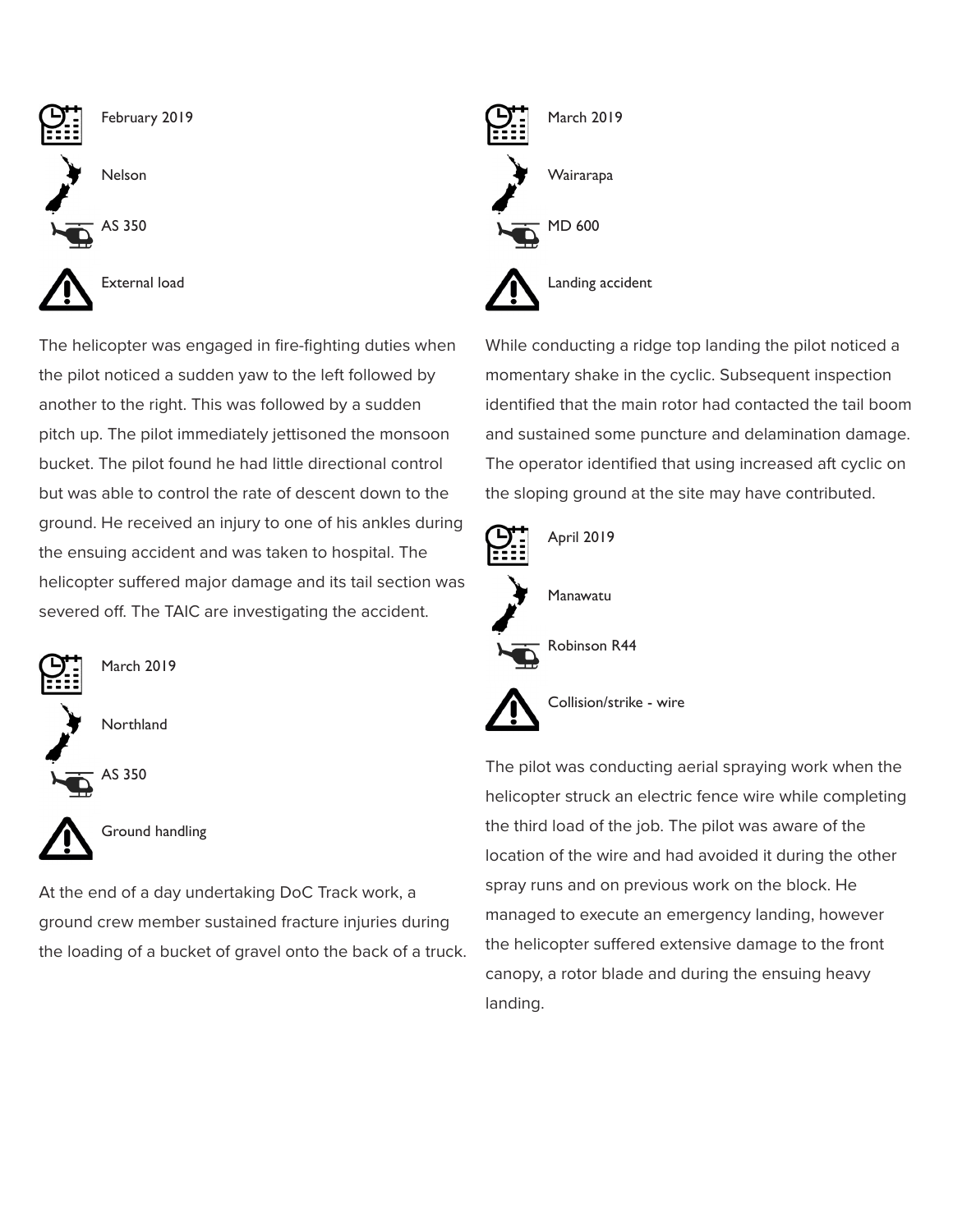February 2019

Nelson

AS 350

External load

The helicopter was engaged in fire-fighting duties when the pilot noticed a sudden yaw to the left followed by another to the right. This was followed by a sudden pitch up. The pilot immediately jettisoned the monsoon bucket. The pilot found he had little directional control but was able to control the rate of descent down to the ground. He received an injury to one of his ankles during the ensuing accident and was taken to hospital. The helicopter suffered major damage and its tail section was severed off. The TAIC are investigating the accident.

March 2019

Northland

AS 350

Ground handling

At the end of a day undertaking DoC Track work, a ground crew member sustained fracture injuries during the loading of a bucket of gravel onto the back of a truck.

March 2019

Wairarapa

MD 600

Landing accident

While conducting a ridge top landing the pilot noticed a momentary shake in the cyclic. Subsequent inspection identified that the main rotor had contacted the tail boom and sustained some puncture and delamination damage. The operator identified that using increased aft cyclic on the sloping ground at the site may have contributed.

April 2019

Manawatu

Robinson R44

Collision/strike - wire

The pilot was conducting aerial spraying work when the helicopter struck an electric fence wire while completing the third load of the job. The pilot was aware of the location of the wire and had avoided it during the other spray runs and on previous work on the block. He managed to execute an emergency landing, however the helicopter suffered extensive damage to the front canopy, a rotor blade and during the ensuing heavy landing.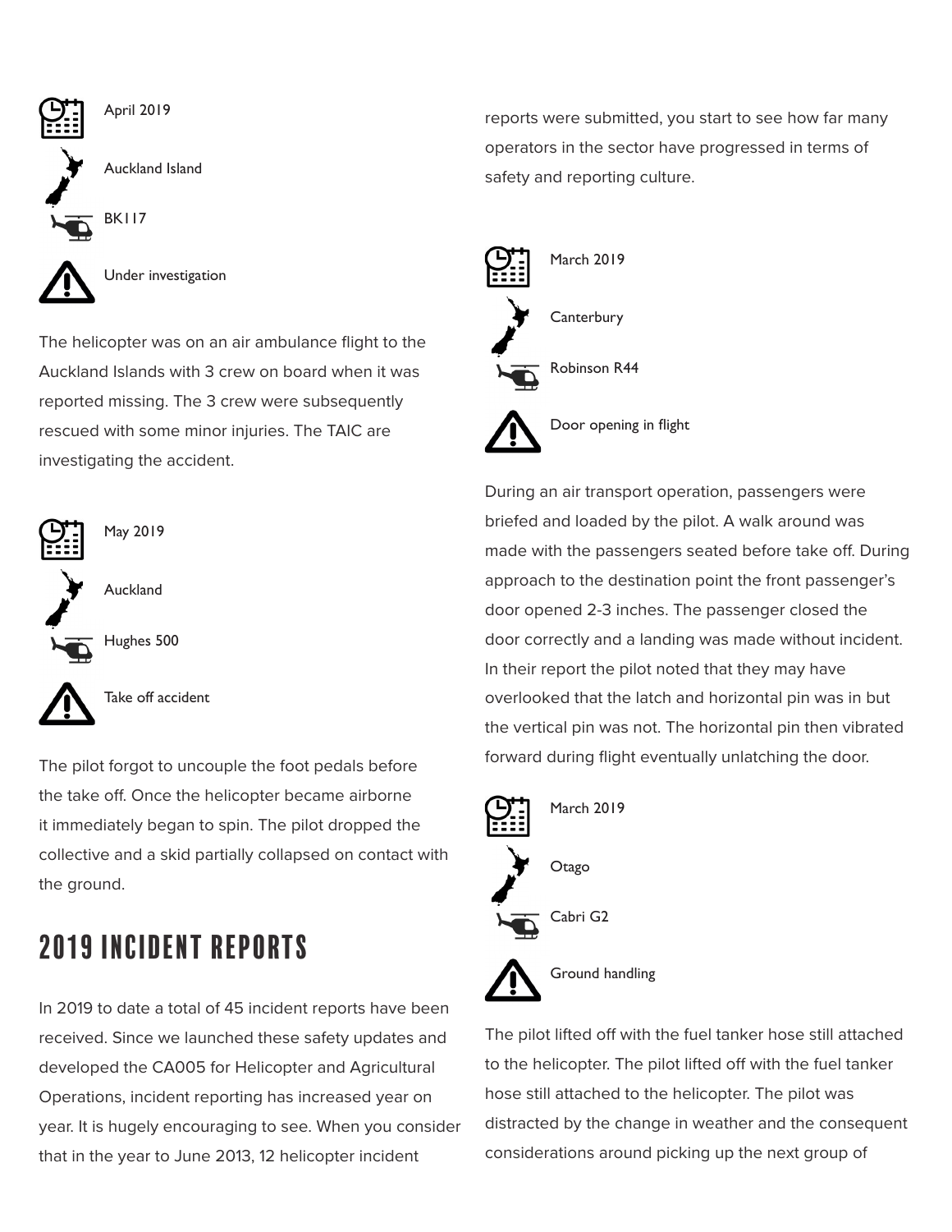April 2019

Auckland Island

BK117

Under investigation

The helicopter was on an air ambulance flight to the Auckland Islands with 3 crew on board when it was reported missing. The 3 crew were subsequently rescued with some minor injuries. The TAIC are investigating the accident.

May 2019

Auckland

Hughes 500

Take off accident

The pilot forgot to uncouple the foot pedals before the take off. Once the helicopter became airborne it immediately began to spin. The pilot dropped the collective and a skid partially collapsed on contact with the ground.

## 2019 INCIDENT REPORTS

In 2019 to date a total of 45 incident reports have been received. Since we launched these safety updates and developed the CA005 for Helicopter and Agricultural Operations, incident reporting has increased year on year. It is hugely encouraging to see. When you consider that in the year to June 2013, 12 helicopter incident reports were submitted, you start to see how far many operators in the sector have progressed in terms of safety and reporting culture.

March 2019

Canterbury

Robinson R44

Door opening in flight

During an air transport operation, passengers were briefed and loaded by the pilot. A walk around was made with the passengers seated before take off. During approach to the destination point the front passenger's door opened 2-3 inches. The passenger closed the door correctly and a landing was made without incident. In their report the pilot noted that they may have overlooked that the latch and horizontal pin was in but the vertical pin was not. The horizontal pin then vibrated forward during flight eventually unlatching the door.

March 2019

Otago

Cabri G2

Ground handling

The pilot lifted off with the fuel tanker hose still attached to the helicopter. The pilot lifted off with the fuel tanker hose still attached to the helicopter. The pilot was distracted by the change in weather and the consequent considerations around picking up the next group of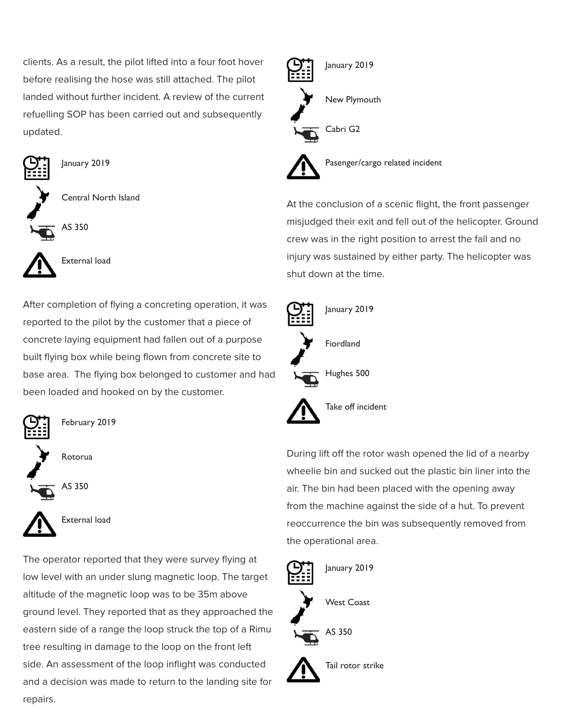clients. As a result, the pilot lifted into a four foot hover before realising the hose was still attached. The pilot landed without further incident. A review of the current refuelling SOP has been carried out and subsequently updated.

January 2019

Central North Island

AS 350

External load

After completion of flying a concreting operation, it was reported to the pilot by the customer that a piece of concrete laying equipment had fallen out of a purpose built flying box while being flown from concrete site to base area. The flying box belonged to customer and had been loaded and hooked on by the customer.

February 2019

Rotorua

AS 350

External load

The operator reported that they were survey flying at low level with an under slung magnetic loop. The target altitude of the magnetic loop was to be 35m above ground level. They reported that as they approached the eastern side of a range the loop struck the top of a Rimu tree resulting in damage to the loop on the front left side. An assessment of the loop inflight was conducted and a decision was made to return to the landing site for repairs.

January 2019

New Plymouth

Cabri G2

Pasenger/cargo related incident

At the conclusion of a scenic flight, the front passenger misjudged their exit and fell out of the helicopter. Ground crew was in the right position to arrest the fall and no injury was sustained by either party. The helicopter was shut down at the time.

January 2019

Fiordland

Hughes 500

Take off incident

During lift off the rotor wash opened the lid of a nearby wheelie bin and sucked out the plastic bin liner into the air. The bin had been placed with the opening away from the machine against the side of a hut. To prevent reoccurrence the bin was subsequently removed from the operational area.

January 2019

West Coast

AS 350

Tail rotor strike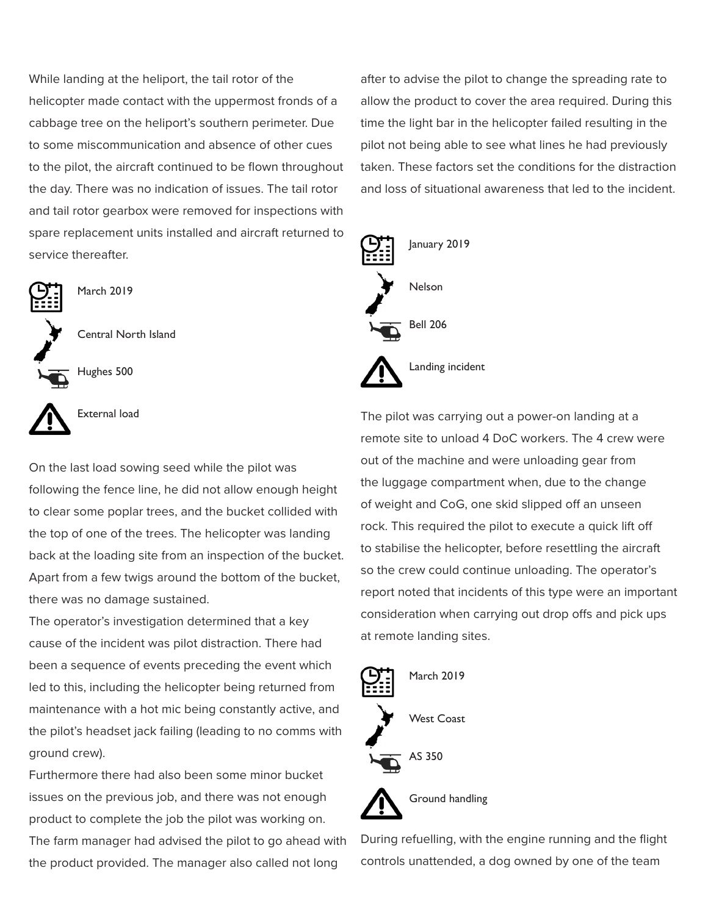While landing at the heliport, the tail rotor of the helicopter made contact with the uppermost fronds of a cabbage tree on the heliport's southern perimeter. Due to some miscommunication and absence of other cues to the pilot, the aircraft continued to be flown throughout the day. There was no indication of issues. The tail rotor and tail rotor gearbox were removed for inspections with spare replacement units installed and aircraft returned to service thereafter.

March 2019

Central North Island

Hughes 500

External load

On the last load sowing seed while the pilot was following the fence line, he did not allow enough height to clear some poplar trees, and the bucket collided with the top of one of the trees. The helicopter was landing back at the loading site from an inspection of the bucket. Apart from a few twigs around the bottom of the bucket, there was no damage sustained.

The operator's investigation determined that a key cause of the incident was pilot distraction. There had been a sequence of events preceding the event which led to this, including the helicopter being returned from maintenance with a hot mic being constantly active, and the pilot's headset jack failing (leading to no comms with ground crew).

Furthermore there had also been some minor bucket issues on the previous job, and there was not enough product to complete the job the pilot was working on. The farm manager had advised the pilot to go ahead with the product provided. The manager also called not long after to advise the pilot to change the spreading rate to allow the product to cover the area required. During this time the light bar in the helicopter failed resulting in the pilot not being able to see what lines he had previously taken. These factors set the conditions for the distraction and loss of situational awareness that led to the incident.

January 2019

Nelson

Bell 206

Landing incident

The pilot was carrying out a power-on landing at a remote site to unload 4 DoC workers. The 4 crew were out of the machine and were unloading gear from the luggage compartment when, due to the change of weight and CoG, one skid slipped off an unseen rock. This required the pilot to execute a quick lift off to stabilise the helicopter, before resettling the aircraft so the crew could continue unloading. The operator's report noted that incidents of this type were an important consideration when carrying out drop offs and pick ups at remote landing sites.

March 2019

West Coast

AS 350

Ground handling

During refuelling, with the engine running and the flight controls unattended, a dog owned by one of the team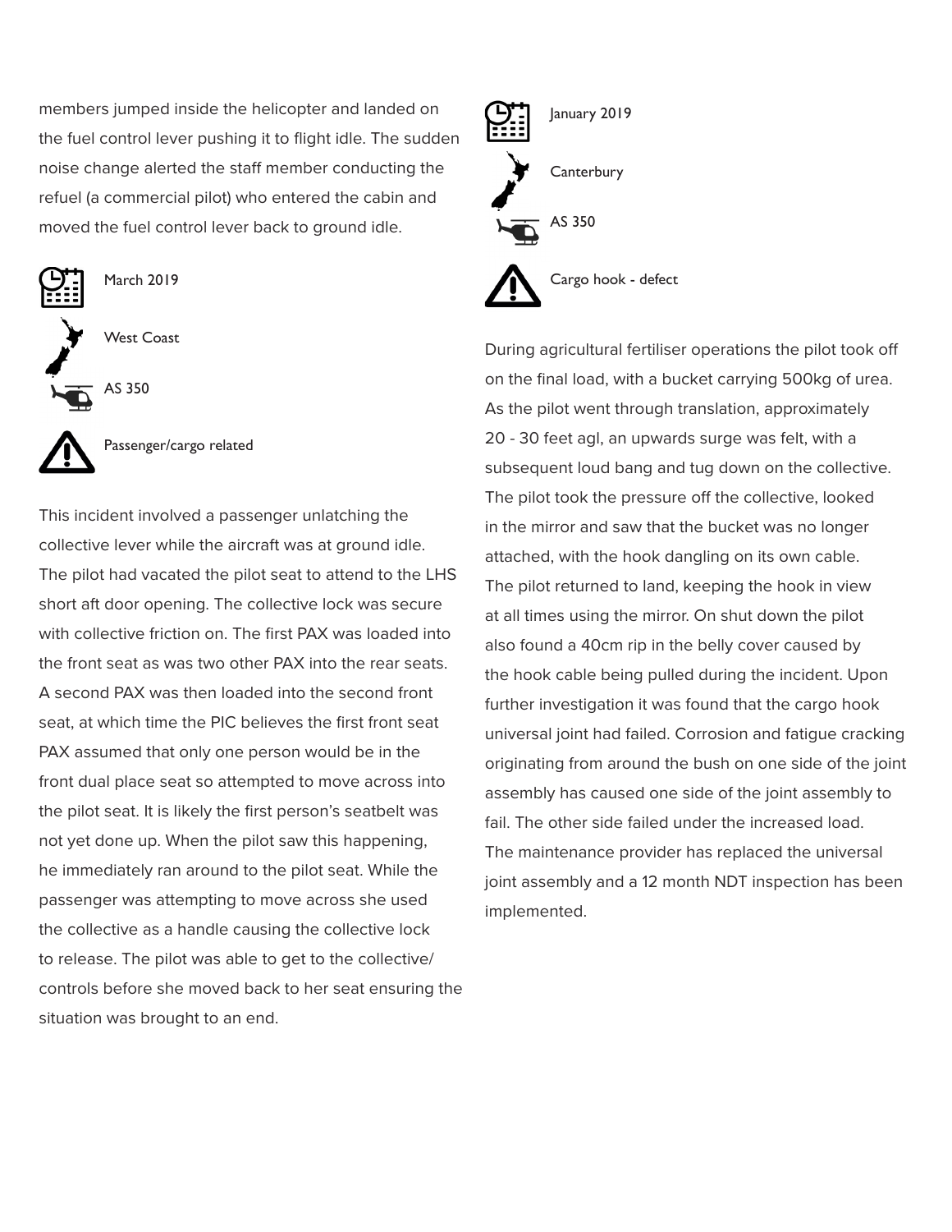members jumped inside the helicopter and landed on the fuel control lever pushing it to flight idle. The sudden noise change alerted the staff member conducting the refuel (a commercial pilot) who entered the cabin and moved the fuel control lever back to ground idle.

March 2019

West Coast

AS 350

Passenger/cargo related

This incident involved a passenger unlatching the collective lever while the aircraft was at ground idle. The pilot had vacated the pilot seat to attend to the LHS short aft door opening. The collective lock was secure with collective friction on. The first PAX was loaded into the front seat as was two other PAX into the rear seats. A second PAX was then loaded into the second front seat, at which time the PIC believes the first front seat PAX assumed that only one person would be in the front dual place seat so attempted to move across into the pilot seat. It is likely the first person's seatbelt was not yet done up. When the pilot saw this happening, he immediately ran around to the pilot seat. While the passenger was attempting to move across she used the collective as a handle causing the collective lock to release. The pilot was able to get to the collective/controls before she moved back to her seat ensuring the situation was brought to an end.

January 2019

Canterbury

AS 350

Cargo hook - defect

During agricultural fertiliser operations the pilot took off on the final load, with a bucket carrying 500kg of urea. As the pilot went through translation, approximately 20 - 30 feet agl, an upwards surge was felt, with a subsequent loud bang and tug down on the collective. The pilot took the pressure off the collective, looked in the mirror and saw that the bucket was no longer attached, with the hook dangling on its own cable. The pilot returned to land, keeping the hook in view at all times using the mirror. On shut down the pilot also found a 40cm rip in the belly cover caused by the hook cable being pulled during the incident. Upon further investigation it was found that the cargo hook universal joint had failed. Corrosion and fatigue cracking originating from around the bush on one side of the joint assembly has caused one side of the joint assembly to fail. The other side failed under the increased load. The maintenance provider has replaced the universal joint assembly and a 12 month NDT inspection has been implemented.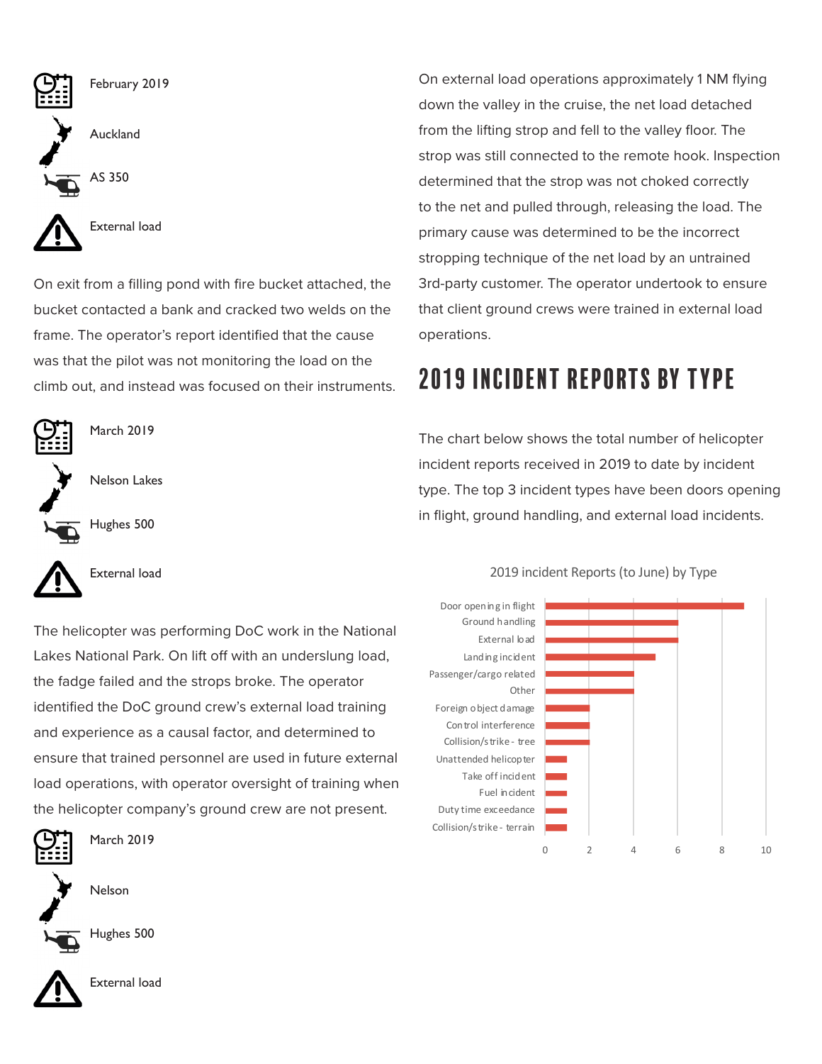February 2019

Auckland

AS 350

External load

On exit from a filling pond with fire bucket attached, the bucket contacted a bank and cracked two welds on the frame. The operator's report identified that the cause was that the pilot was not monitoring the load on the climb out, and instead was focused on their instruments.

March 2019

Nelson Lakes

Hughes 500

External load

The helicopter was performing DoC work in the National Lakes National Park. On lift off with an underslung load, the fadge failed and the strops broke. The operator identified the DoC ground crew's external load training and experience as a causal factor, and determined to ensure that trained personnel are used in future external load operations, with operator oversight of training when the helicopter company's ground crew are not present.

March 2019

Nelson

Hughes 500

External load

On external load operations approximately 1 NM flying down the valley in the cruise, the net load detached from the lifting strop and fell to the valley floor. The strop was still connected to the remote hook. Inspection determined that the strop was not choked correctly to the net and pulled through, releasing the load. The primary cause was determined to be the incorrect stropping technique of the net load by an untrained 3rd-party customer. The operator undertook to ensure that client ground crews were trained in external load operations.

## 2019 INCIDENT REPORTS BY TYPE

The chart below shows the total number of helicopter incident reports received in 2019 to date by incident type. The top 3 incident types have been doors opening in flight, ground handling, and external load incidents.

2019 incident Reports (to June) by Type

| Type | Count |
|---|---|
| Door opening in flight | 9 |
| Ground handling | 6 |
| External load | 6 |
| Landing incident | 5 |
| Passenger/cargo related | 4 |
| Other | 4 |
| Foreign object damage | 2 |
| Control interference | 2 |
| Collision/strike - tree | 2 |
| Unattended helicopter | 1 |
| Take off incident | 1 |
| Fuel incident | 1 |
| Duty time exceedance | 1 |
| Collision/strike - terrain | 1 |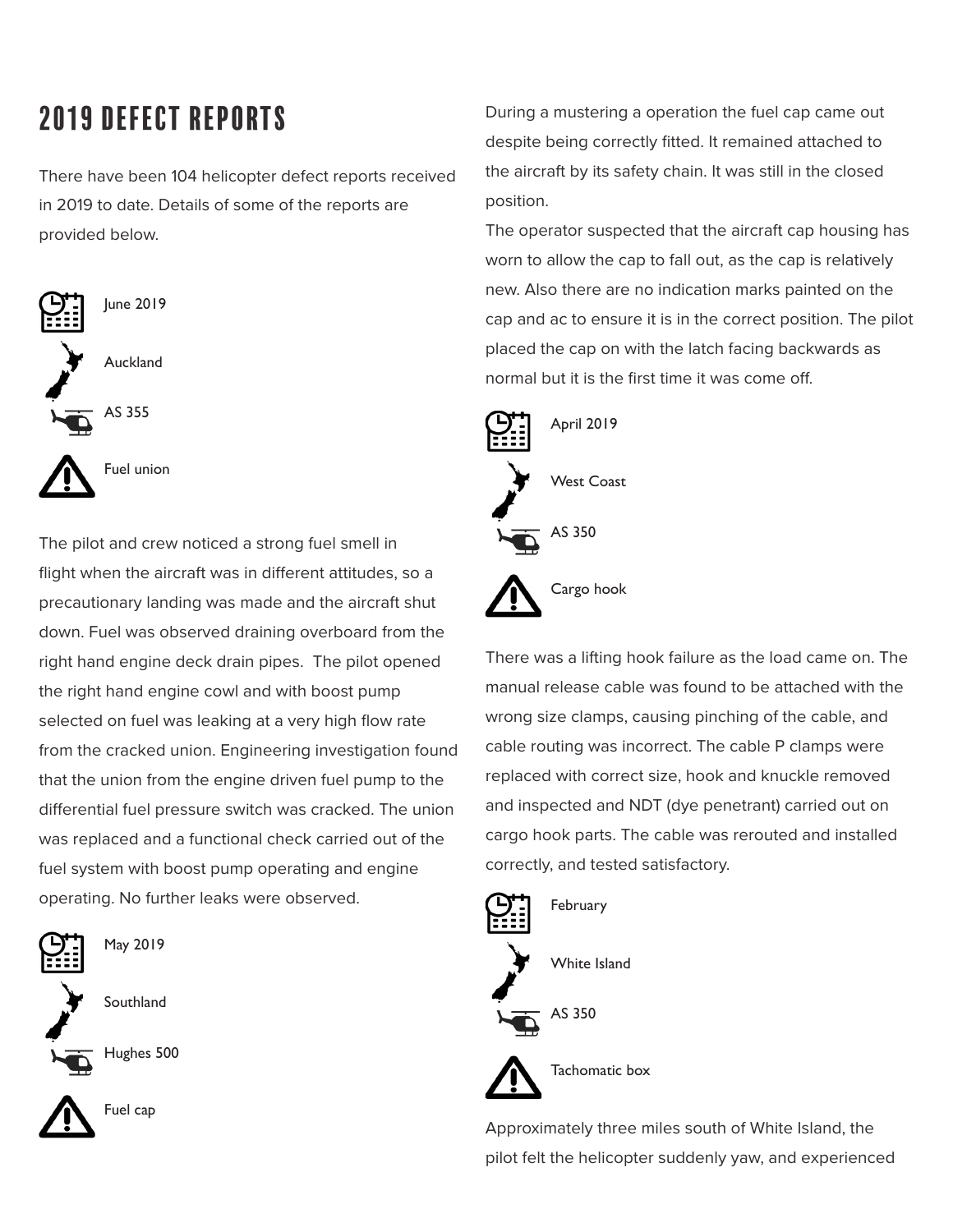## 2019 DEFECT REPORTS

There have been 104 helicopter defect reports received in 2019 to date. Details of some of the reports are provided below.

June 2019

Auckland

AS 355

Fuel union

The pilot and crew noticed a strong fuel smell in flight when the aircraft was in different attitudes, so a precautionary landing was made and the aircraft shut down. Fuel was observed draining overboard from the right hand engine deck drain pipes. The pilot opened the right hand engine cowl and with boost pump selected on fuel was leaking at a very high flow rate from the cracked union. Engineering investigation found that the union from the engine driven fuel pump to the differential fuel pressure switch was cracked. The union was replaced and a functional check carried out of the fuel system with boost pump operating and engine operating. No further leaks were observed.

May 2019

Southland

Hughes 500

Fuel cap

During a mustering a operation the fuel cap came out despite being correctly fitted. It remained attached to the aircraft by its safety chain. It was still in the closed position.

The operator suspected that the aircraft cap housing has worn to allow the cap to fall out, as the cap is relatively new. Also there are no indication marks painted on the cap and ac to ensure it is in the correct position. The pilot placed the cap on with the latch facing backwards as normal but it is the first time it was come off.

April 2019

West Coast

AS 350

Cargo hook

There was a lifting hook failure as the load came on. The manual release cable was found to be attached with the wrong size clamps, causing pinching of the cable, and cable routing was incorrect. The cable P clamps were replaced with correct size, hook and knuckle removed and inspected and NDT (dye penetrant) carried out on cargo hook parts. The cable was rerouted and installed correctly, and tested satisfactory.

February

White Island

AS 350

Tachomatic box

Approximately three miles south of White Island, the pilot felt the helicopter suddenly yaw, and experienced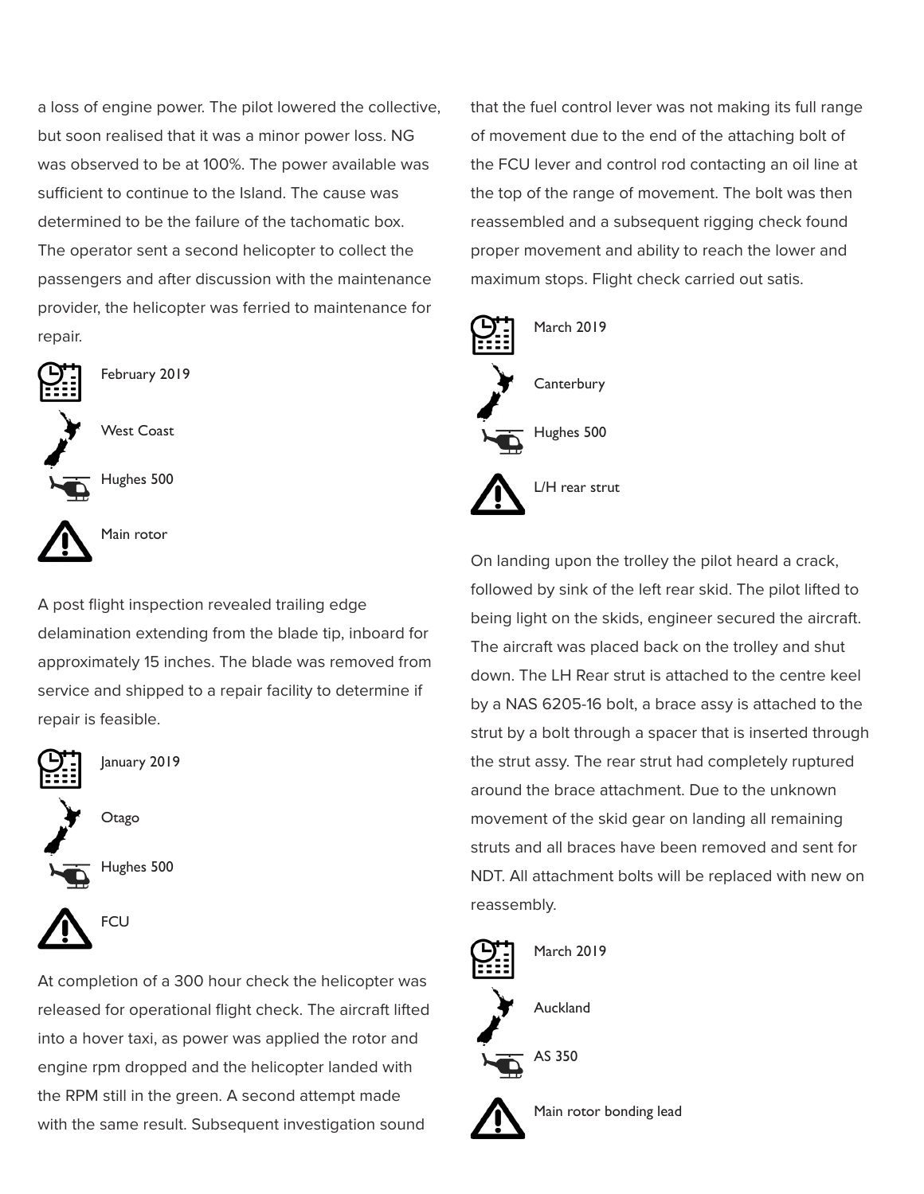a loss of engine power. The pilot lowered the collective, but soon realised that it was a minor power loss. NG was observed to be at 100%. The power available was sufficient to continue to the Island. The cause was determined to be the failure of the tachomatic box. The operator sent a second helicopter to collect the passengers and after discussion with the maintenance provider, the helicopter was ferried to maintenance for repair.

February 2019

West Coast

Hughes 500

Main rotor

A post flight inspection revealed trailing edge delamination extending from the blade tip, inboard for approximately 15 inches. The blade was removed from service and shipped to a repair facility to determine if repair is feasible.

January 2019

Otago

Hughes 500

FCU

At completion of a 300 hour check the helicopter was released for operational flight check. The aircraft lifted into a hover taxi, as power was applied the rotor and engine rpm dropped and the helicopter landed with the RPM still in the green. A second attempt made with the same result. Subsequent investigation sound that the fuel control lever was not making its full range of movement due to the end of the attaching bolt of the FCU lever and control rod contacting an oil line at the top of the range of movement. The bolt was then reassembled and a subsequent rigging check found proper movement and ability to reach the lower and maximum stops. Flight check carried out satis.

March 2019

Canterbury

Hughes 500

L/H rear strut

On landing upon the trolley the pilot heard a crack, followed by sink of the left rear skid. The pilot lifted to being light on the skids, engineer secured the aircraft. The aircraft was placed back on the trolley and shut down. The LH Rear strut is attached to the centre keel by a NAS 6205-16 bolt, a brace assy is attached to the strut by a bolt through a spacer that is inserted through the strut assy. The rear strut had completely ruptured around the brace attachment. Due to the unknown movement of the skid gear on landing all remaining struts and all braces have been removed and sent for NDT. All attachment bolts will be replaced with new on reassembly.

March 2019

Auckland

AS 350

Main rotor bonding lead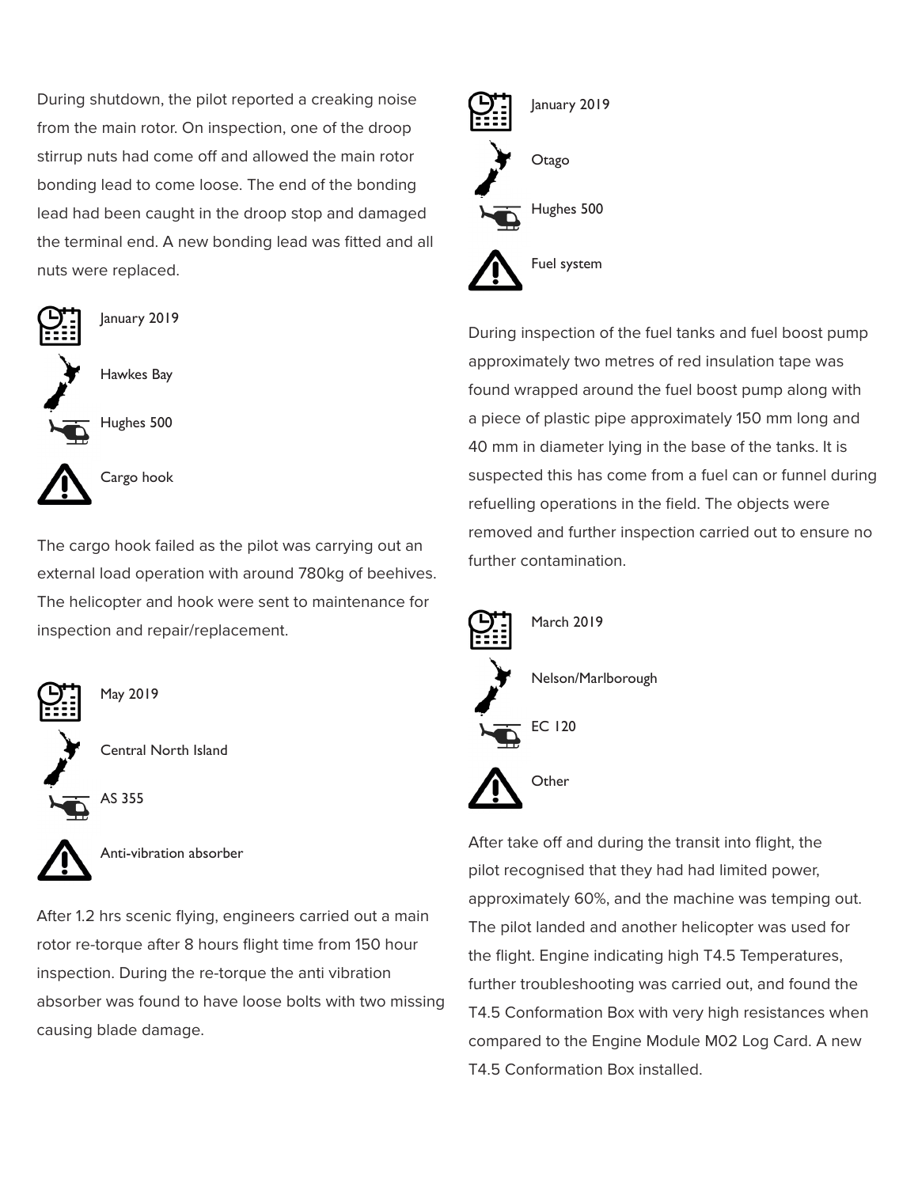During shutdown, the pilot reported a creaking noise from the main rotor. On inspection, one of the droop stirrup nuts had come off and allowed the main rotor bonding lead to come loose. The end of the bonding lead had been caught in the droop stop and damaged the terminal end. A new bonding lead was fitted and all nuts were replaced.

January 2019

Hawkes Bay

Hughes 500

Cargo hook

The cargo hook failed as the pilot was carrying out an external load operation with around 780kg of beehives. The helicopter and hook were sent to maintenance for inspection and repair/replacement.

May 2019

Central North Island

AS 355

Anti-vibration absorber

After 1.2 hrs scenic flying, engineers carried out a main rotor re-torque after 8 hours flight time from 150 hour inspection. During the re-torque the anti vibration absorber was found to have loose bolts with two missing causing blade damage.

January 2019

Otago

Hughes 500

Fuel system

During inspection of the fuel tanks and fuel boost pump approximately two metres of red insulation tape was found wrapped around the fuel boost pump along with a piece of plastic pipe approximately 150 mm long and 40 mm in diameter lying in the base of the tanks. It is suspected this has come from a fuel can or funnel during refuelling operations in the field. The objects were removed and further inspection carried out to ensure no further contamination.

March 2019

Nelson/Marlborough

EC 120

Other

After take off and during the transit into flight, the pilot recognised that they had had limited power, approximately 60%, and the machine was temping out. The pilot landed and another helicopter was used for the flight. Engine indicating high T4.5 Temperatures, further troubleshooting was carried out, and found the T4.5 Conformation Box with very high resistances when compared to the Engine Module M02 Log Card. A new T4.5 Conformation Box installed.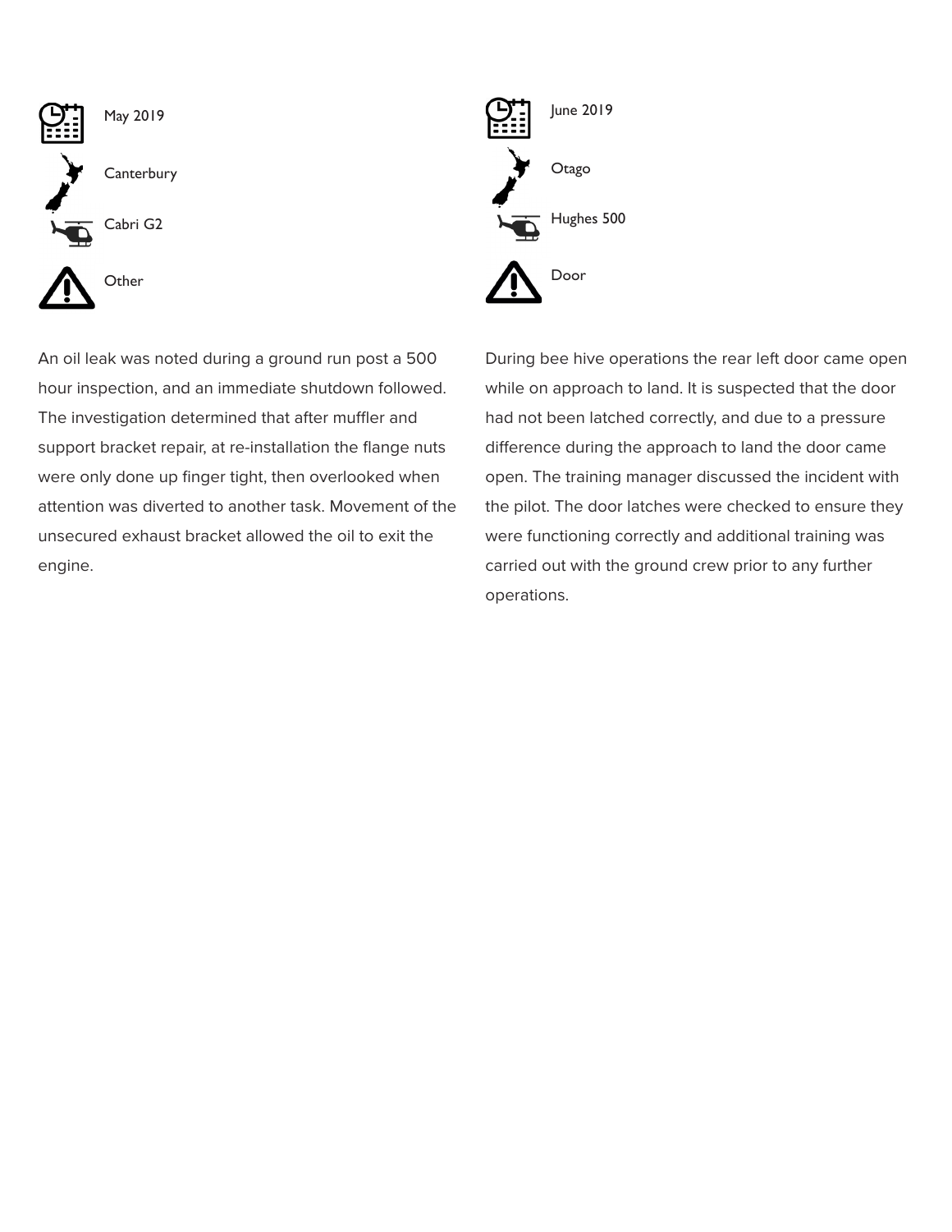May 2019

Canterbury

Cabri G2

Other

An oil leak was noted during a ground run post a 500 hour inspection, and an immediate shutdown followed. The investigation determined that after muffler and support bracket repair, at re-installation the flange nuts were only done up finger tight, then overlooked when attention was diverted to another task. Movement of the unsecured exhaust bracket allowed the oil to exit the engine.

June 2019

Otago

Hughes 500

Door

During bee hive operations the rear left door came open while on approach to land. It is suspected that the door had not been latched correctly, and due to a pressure difference during the approach to land the door came open. The training manager discussed the incident with the pilot. The door latches were checked to ensure they were functioning correctly and additional training was carried out with the ground crew prior to any further operations.